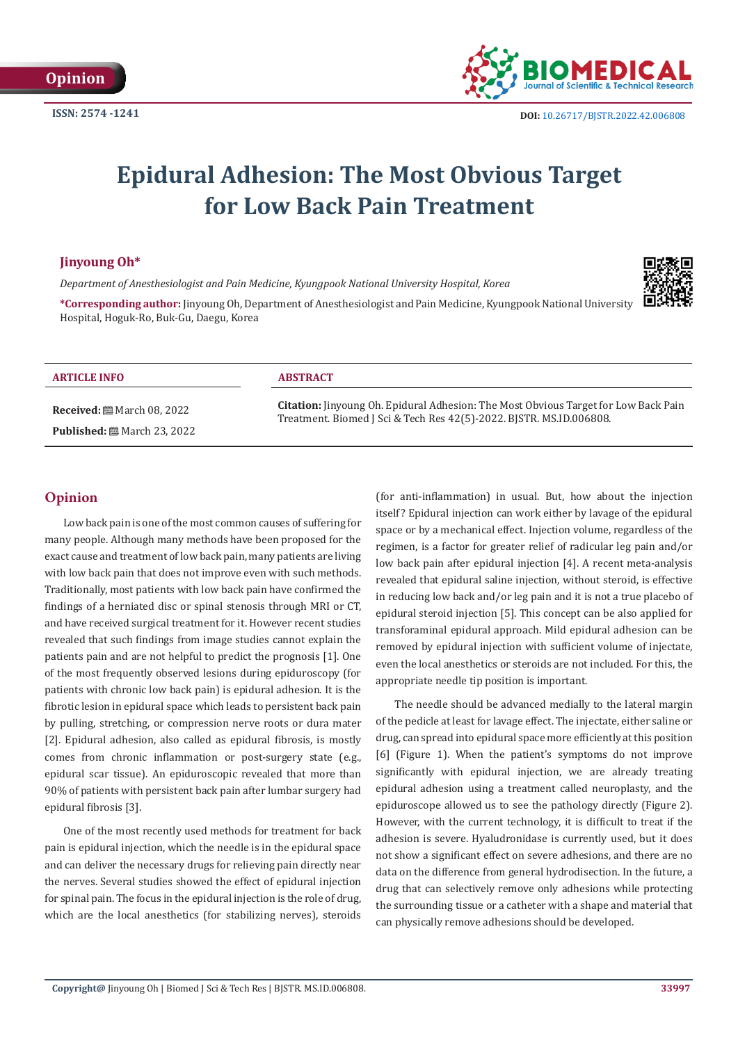Opinion

ISSN: 2574 -1241

DOI: 10.26717/BJSTR.2022.42.006808

# Epidural Adhesion: The Most Obvious Target for Low Back Pain Treatment

**Jinyoung Oh***

*Department of Anesthesiologist and Pain Medicine, Kyungpook National University Hospital, Korea*

***Corresponding author:** Jinyoung Oh, Department of Anesthesiologist and Pain Medicine, Kyungpook National University Hospital, Hoguk-Ro, Buk-Gu, Daegu, Korea

**ARTICLE INFO**

**Received:** March 08, 2022

**Published:** March 23, 2022

**ABSTRACT**

**Citation:** Jinyoung Oh. Epidural Adhesion: The Most Obvious Target for Low Back Pain Treatment. Biomed J Sci & Tech Res 42(5)-2022. BJSTR. MS.ID.006808.

## Opinion

Low back pain is one of the most common causes of suffering for many people. Although many methods have been proposed for the exact cause and treatment of low back pain, many patients are living with low back pain that does not improve even with such methods. Traditionally, most patients with low back pain have confirmed the findings of a herniated disc or spinal stenosis through MRI or CT, and have received surgical treatment for it. However recent studies revealed that such findings from image studies cannot explain the patients pain and are not helpful to predict the prognosis [1]. One of the most frequently observed lesions during epiduroscopy (for patients with chronic low back pain) is epidural adhesion. It is the fibrotic lesion in epidural space which leads to persistent back pain by pulling, stretching, or compression nerve roots or dura mater [2]. Epidural adhesion, also called as epidural fibrosis, is mostly comes from chronic inflammation or post-surgery state (e.g., epidural scar tissue). An epiduroscopic revealed that more than 90% of patients with persistent back pain after lumbar surgery had epidural fibrosis [3].

One of the most recently used methods for treatment for back pain is epidural injection, which the needle is in the epidural space and can deliver the necessary drugs for relieving pain directly near the nerves. Several studies showed the effect of epidural injection for spinal pain. The focus in the epidural injection is the role of drug, which are the local anesthetics (for stabilizing nerves), steroids (for anti-inflammation) in usual. But, how about the injection itself? Epidural injection can work either by lavage of the epidural space or by a mechanical effect. Injection volume, regardless of the regimen, is a factor for greater relief of radicular leg pain and/or low back pain after epidural injection [4]. A recent meta-analysis revealed that epidural saline injection, without steroid, is effective in reducing low back and/or leg pain and it is not a true placebo of epidural steroid injection [5]. This concept can be also applied for transforaminal epidural approach. Mild epidural adhesion can be removed by epidural injection with sufficient volume of injectate, even the local anesthetics or steroids are not included. For this, the appropriate needle tip position is important.

The needle should be advanced medially to the lateral margin of the pedicle at least for lavage effect. The injectate, either saline or drug, can spread into epidural space more efficiently at this position [6] (Figure 1). When the patient's symptoms do not improve significantly with epidural injection, we are already treating epidural adhesion using a treatment called neuroplasty, and the epiduroscope allowed us to see the pathology directly (Figure 2). However, with the current technology, it is difficult to treat if the adhesion is severe. Hyaluronidase is currently used, but it does not show a significant effect on severe adhesions, and there are no data on the difference from general hydrodisection. In the future, a drug that can selectively remove only adhesions while protecting the surrounding tissue or a catheter with a shape and material that can physically remove adhesions should be developed.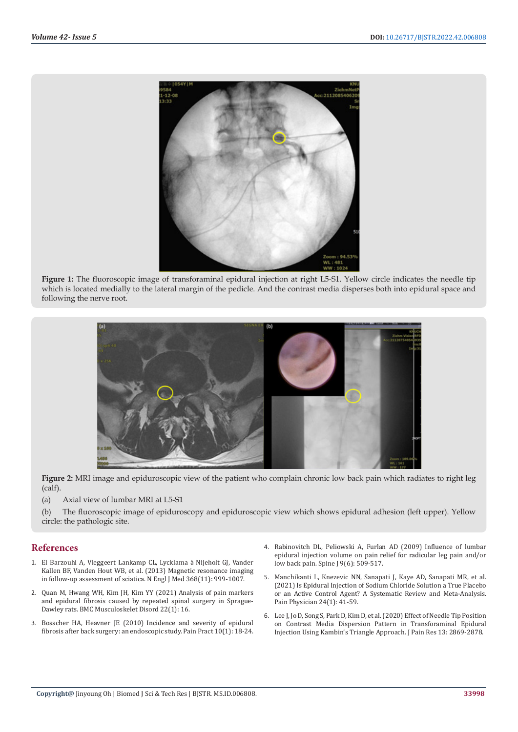**Figure 1:** The fluoroscopic image of transforaminal epidural injection at right L5-S1. Yellow circle indicates the needle tip which is located medially to the lateral margin of the pedicle. And the contrast media disperses both into epidural space and following the nerve root.

**Figure 2:** MRI image and epiduroscopic view of the patient who complain chronic low back pain which radiates to right leg (calf).

(a) Axial view of lumbar MRI at L5-S1

(b) The fluoroscopic image of epiduroscopy and epiduroscopic view which shows epidural adhesion (left upper). Yellow circle: the pathologic site.

## References

1. El Barzouhi A, Vleggeert Lankamp CL, Lycklama à Nijeholt GJ, Vander Kallen BF, Vanden Hout WB, et al. (2013) Magnetic resonance imaging in follow-up assessment of sciatica. N Engl J Med 368(11): 999-1007.
2. Quan M, Hwang WH, Kim JH, Kim YY (2021) Analysis of pain markers and epidural fibrosis caused by repeated spinal surgery in Sprague-Dawley rats. BMC Musculoskelet Disord 22(1): 16.
3. Bosscher HA, Heavner JE (2010) Incidence and severity of epidural fibrosis after back surgery: an endoscopic study. Pain Pract 10(1): 18-24.
4. Rabinovitch DL, Peliowski A, Furlan AD (2009) Influence of lumbar epidural injection volume on pain relief for radicular leg pain and/or low back pain. Spine J 9(6): 509-517.
5. Manchikanti L, Knezevic NN, Sanapati J, Kaye AD, Sanapati MR, et al. (2021) Is Epidural Injection of Sodium Chloride Solution a True Placebo or an Active Control Agent? A Systematic Review and Meta-Analysis. Pain Physician 24(1): 41-59.
6. Lee J, Jo D, Song S, Park D, Kim D, et al. (2020) Effect of Needle Tip Position on Contrast Media Dispersion Pattern in Transforaminal Epidural Injection Using Kambin's Triangle Approach. J Pain Res 13: 2869-2878.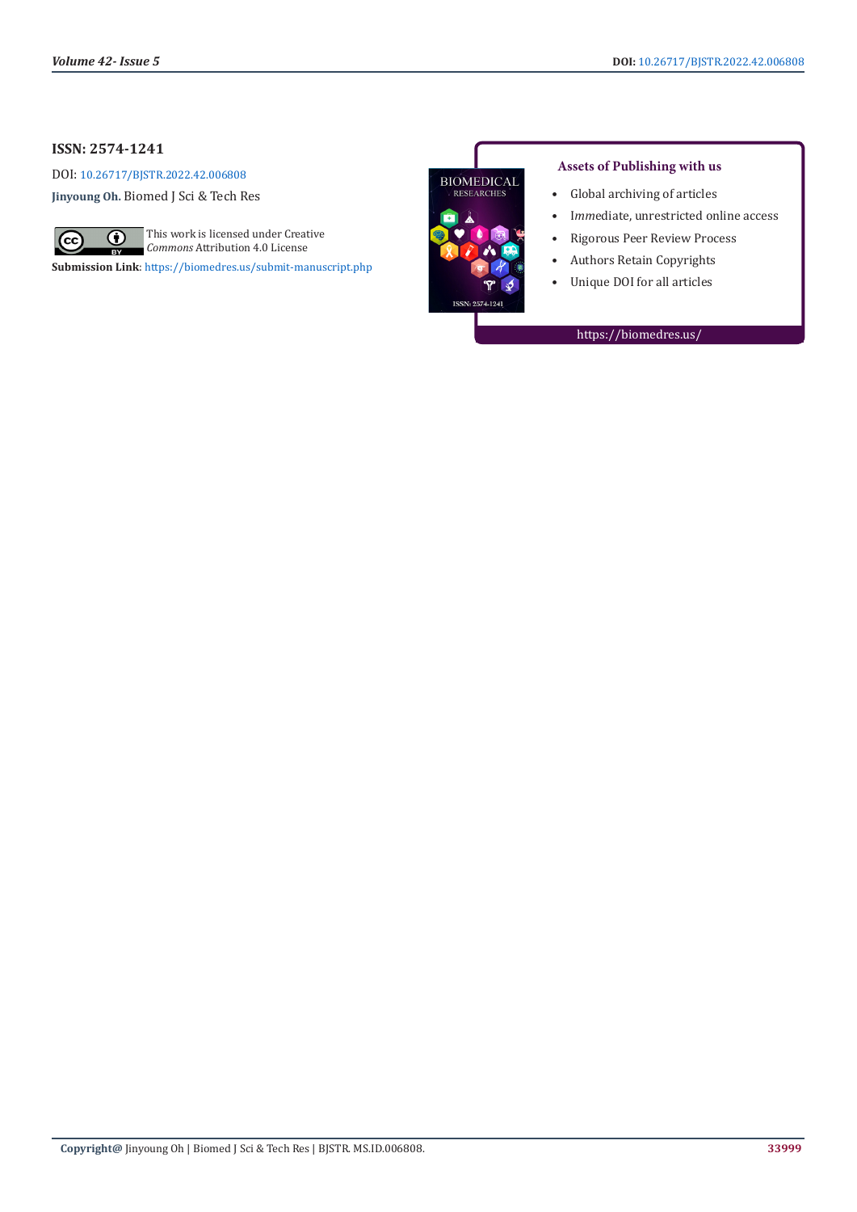**ISSN: 2574-1241**

DOI: 10.26717/BJSTR.2022.42.006808

**Jinyoung Oh.** Biomed J Sci & Tech Res

This work is licensed under Creative *Commons* Attribution 4.0 License

**Submission Link**: https://biomedres.us/submit-manuscript.php

### Assets of Publishing with us

- Global archiving of articles
- Immediate, unrestricted online access
- Rigorous Peer Review Process
- Authors Retain Copyrights
- Unique DOI for all articles

https://biomedres.us/